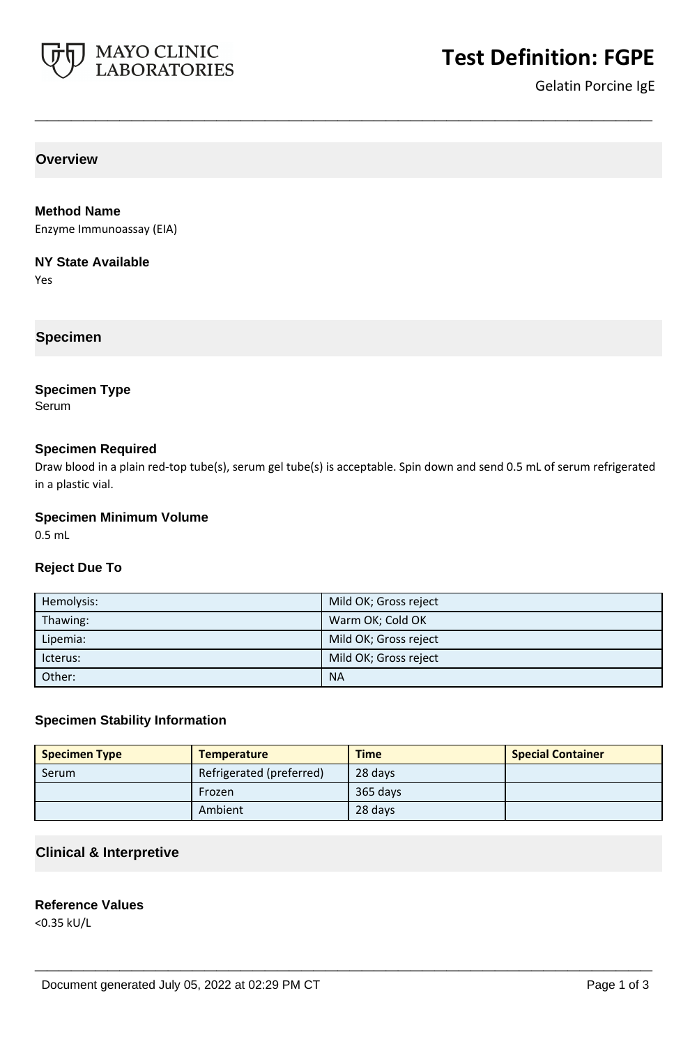# Test Definition: FGPE

Gelatin Porcine IgE

## Overview

### Method Name

Enzyme Immunoassay (EIA)

### NY State Available

Yes

## Specimen

### Specimen Type

Serum

### Specimen Required

Draw blood in a plain red-top tube(s), serum gel tube(s) is acceptable. Spin down and send 0.5 mL of serum refrigerated in a plastic vial.

### Specimen Minimum Volume

0.5 mL

### Reject Due To

| | |
|---|---|
| Hemolysis: | Mild OK; Gross reject |
| Thawing: | Warm OK; Cold OK |
| Lipemia: | Mild OK; Gross reject |
| Icterus: | Mild OK; Gross reject |
| Other: | NA |

### Specimen Stability Information

| Specimen Type | Temperature | Time | Special Container |
|---|---|---|---|
| Serum | Refrigerated (preferred) | 28 days | |
| | Frozen | 365 days | |
| | Ambient | 28 days | |

## Clinical & Interpretive

### Reference Values

<0.35 kU/L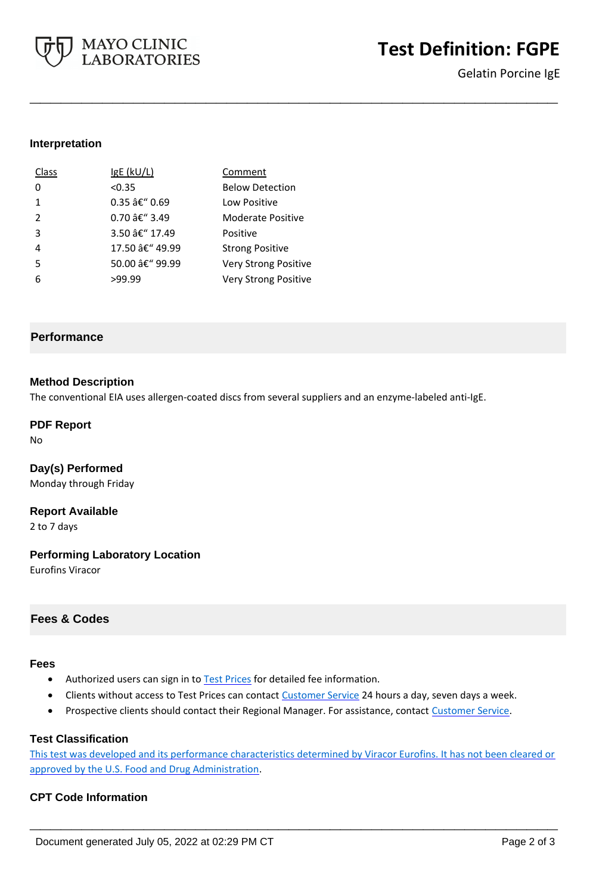## Interpretation

| Class | IgE (kU/L) | Comment |
|---|---|---|
| 0 | <0.35 | Below Detection |
| 1 | 0.35 â€“ 0.69 | Low Positive |
| 2 | 0.70 â€“ 3.49 | Moderate Positive |
| 3 | 3.50 â€“ 17.49 | Positive |
| 4 | 17.50 â€“ 49.99 | Strong Positive |
| 5 | 50.00 â€“ 99.99 | Very Strong Positive |
| 6 | >99.99 | Very Strong Positive |

## Performance

### Method Description
The conventional EIA uses allergen-coated discs from several suppliers and an enzyme-labeled anti-IgE.

### PDF Report
No

### Day(s) Performed
Monday through Friday

### Report Available
2 to 7 days

### Performing Laboratory Location
Eurofins Viracor

## Fees & Codes

### Fees
- Authorized users can sign in to Test Prices for detailed fee information.
- Clients without access to Test Prices can contact Customer Service 24 hours a day, seven days a week.
- Prospective clients should contact their Regional Manager. For assistance, contact Customer Service.

### Test Classification
This test was developed and its performance characteristics determined by Viracor Eurofins. It has not been cleared or approved by the U.S. Food and Drug Administration.

### CPT Code Information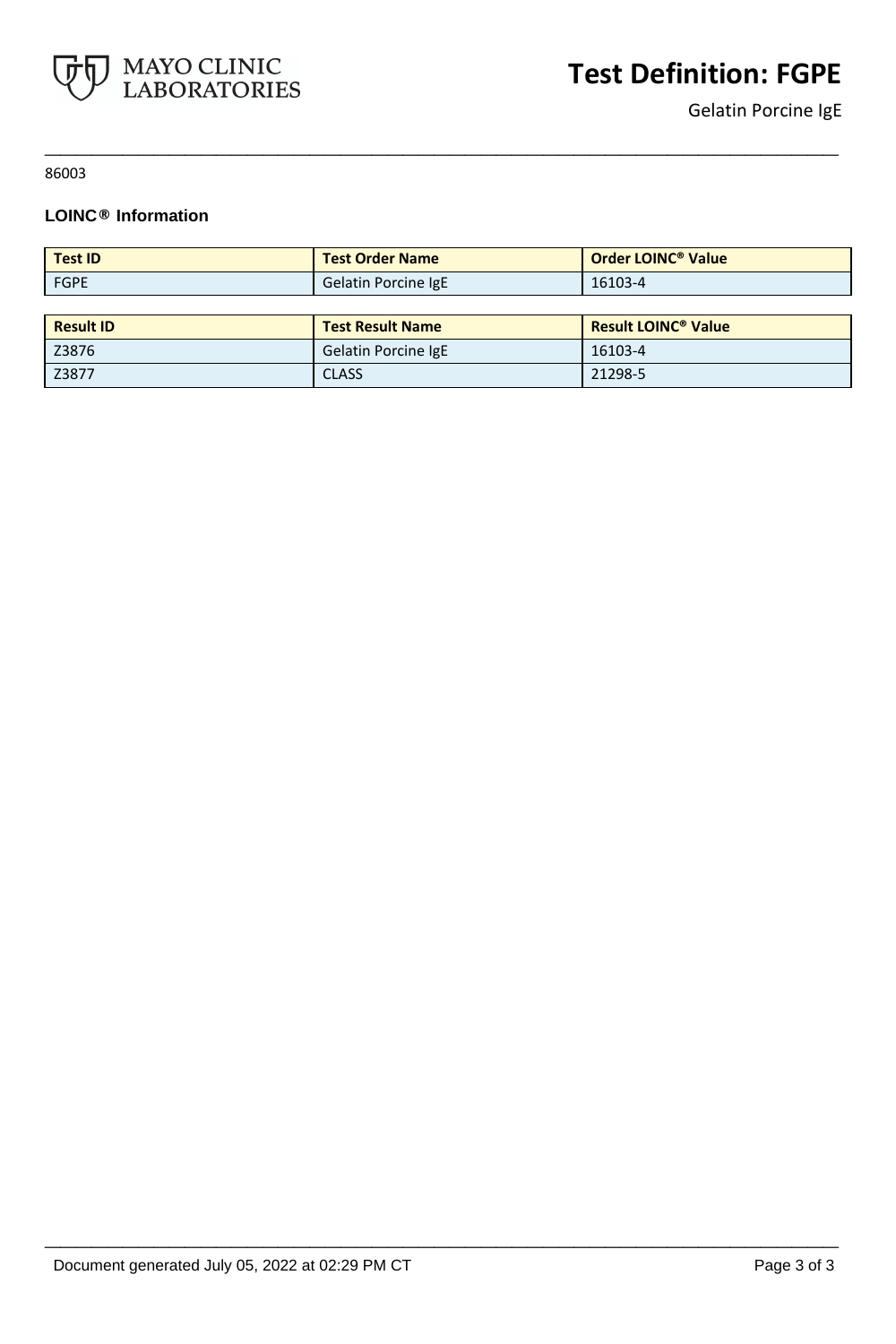86003

**LOINC® Information**

| Test ID | Test Order Name | Order LOINC® Value |
|---|---|---|
| FGPE | Gelatin Porcine IgE | 16103-4 |

| Result ID | Test Result Name | Result LOINC® Value |
|---|---|---|
| Z3876 | Gelatin Porcine IgE | 16103-4 |
| Z3877 | CLASS | 21298-5 |